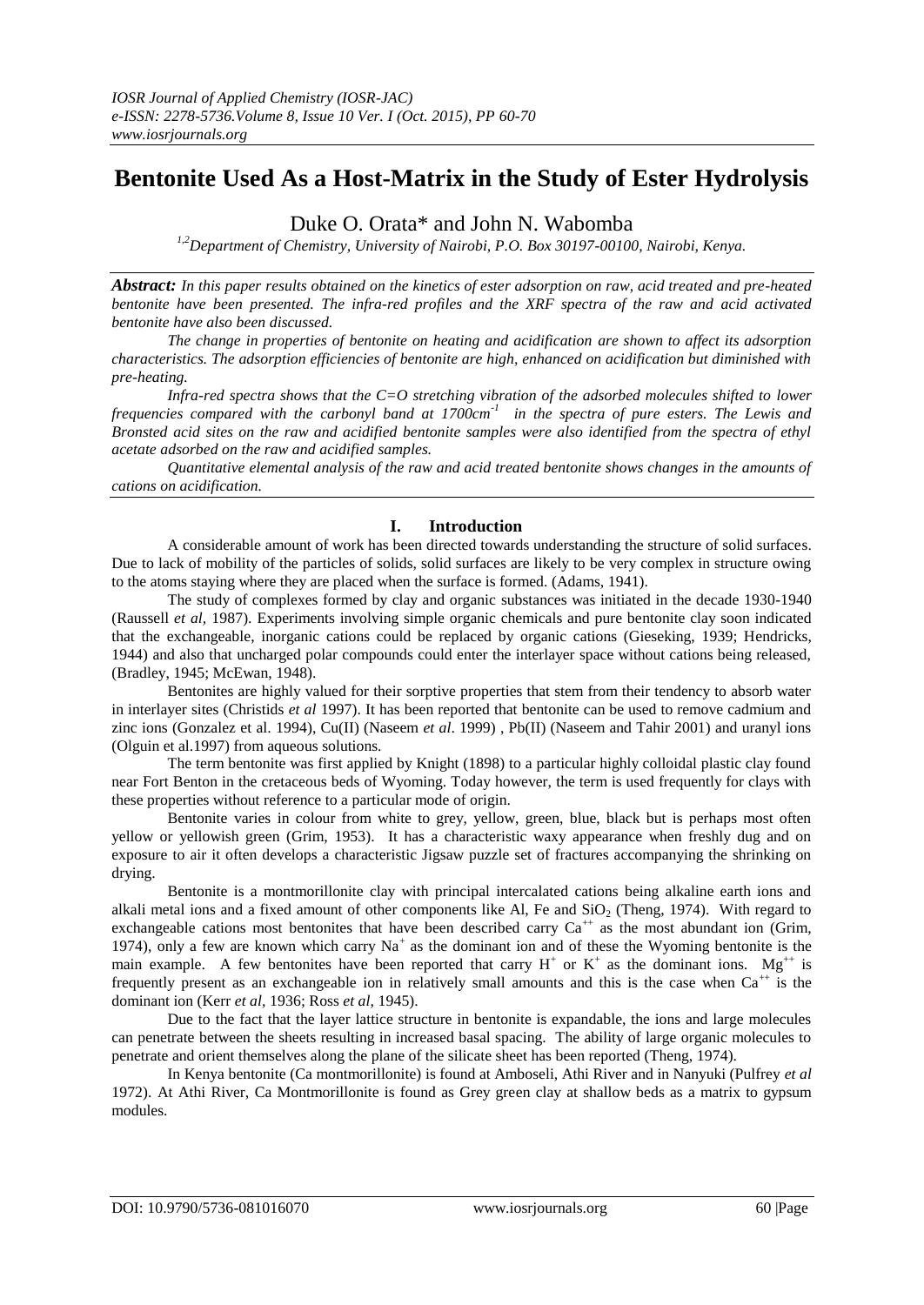# Bentonite Used As a Host-Matrix in the Study of Ester Hydrolysis

Duke O. Orata* and John N. Wabomba

[1,2]*Department of Chemistry, University of Nairobi, P.O. Box 30197-00100, Nairobi, Kenya.*

***Abstract:*** *In this paper results obtained on the kinetics of ester adsorption on raw, acid treated and pre-heated bentonite have been presented. The infra-red profiles and the XRF spectra of the raw and acid activated bentonite have also been discussed.*

*The change in properties of bentonite on heating and acidification are shown to affect its adsorption characteristics. The adsorption efficiencies of bentonite are high, enhanced on acidification but diminished with pre-heating.*

*Infra-red spectra shows that the C=O stretching vibration of the adsorbed molecules shifted to lower frequencies compared with the carbonyl band at 1700cm$^{-1}$ in the spectra of pure esters. The Lewis and Bronsted acid sites on the raw and acidified bentonite samples were also identified from the spectra of ethyl acetate adsorbed on the raw and acidified samples.*

*Quantitative elemental analysis of the raw and acid treated bentonite shows changes in the amounts of cations on acidification.*

## I. Introduction

A considerable amount of work has been directed towards understanding the structure of solid surfaces. Due to lack of mobility of the particles of solids, solid surfaces are likely to be very complex in structure owing to the atoms staying where they are placed when the surface is formed. (Adams, 1941).

The study of complexes formed by clay and organic substances was initiated in the decade 1930-1940 (Raussell *et al*, 1987). Experiments involving simple organic chemicals and pure bentonite clay soon indicated that the exchangeable, inorganic cations could be replaced by organic cations (Gieseking, 1939; Hendricks, 1944) and also that uncharged polar compounds could enter the interlayer space without cations being released, (Bradley, 1945; McEwan, 1948).

Bentonites are highly valued for their sorptive properties that stem from their tendency to absorb water in interlayer sites (Christids *et al* 1997). It has been reported that bentonite can be used to remove cadmium and zinc ions (Gonzalez et al. 1994), Cu(II) (Naseem *et al*. 1999) , Pb(II) (Naseem and Tahir 2001) and uranyl ions (Olguin et al.1997) from aqueous solutions.

The term bentonite was first applied by Knight (1898) to a particular highly colloidal plastic clay found near Fort Benton in the cretaceous beds of Wyoming. Today however, the term is used frequently for clays with these properties without reference to a particular mode of origin.

Bentonite varies in colour from white to grey, yellow, green, blue, black but is perhaps most often yellow or yellowish green (Grim, 1953). It has a characteristic waxy appearance when freshly dug and on exposure to air it often develops a characteristic Jigsaw puzzle set of fractures accompanying the shrinking on drying.

Bentonite is a montmorillonite clay with principal intercalated cations being alkaline earth ions and alkali metal ions and a fixed amount of other components like Al, Fe and $SiO_2$ (Theng, 1974). With regard to exchangeable cations most bentonites that have been described carry $Ca^{++}$ as the most abundant ion (Grim, 1974), only a few are known which carry $Na^+$ as the dominant ion and of these the Wyoming bentonite is the main example. A few bentonites have been reported that carry $H^+$ or $K^+$ as the dominant ions. $Mg^{++}$ is frequently present as an exchangeable ion in relatively small amounts and this is the case when $Ca^{++}$ is the dominant ion (Kerr *et al,* 1936; Ross *et al*, 1945).

Due to the fact that the layer lattice structure in bentonite is expandable, the ions and large molecules can penetrate between the sheets resulting in increased basal spacing. The ability of large organic molecules to penetrate and orient themselves along the plane of the silicate sheet has been reported (Theng, 1974).

In Kenya bentonite (Ca montmorillonite) is found at Amboseli, Athi River and in Nanyuki (Pulfrey *et al* 1972). At Athi River, Ca Montmorillonite is found as Grey green clay at shallow beds as a matrix to gypsum modules.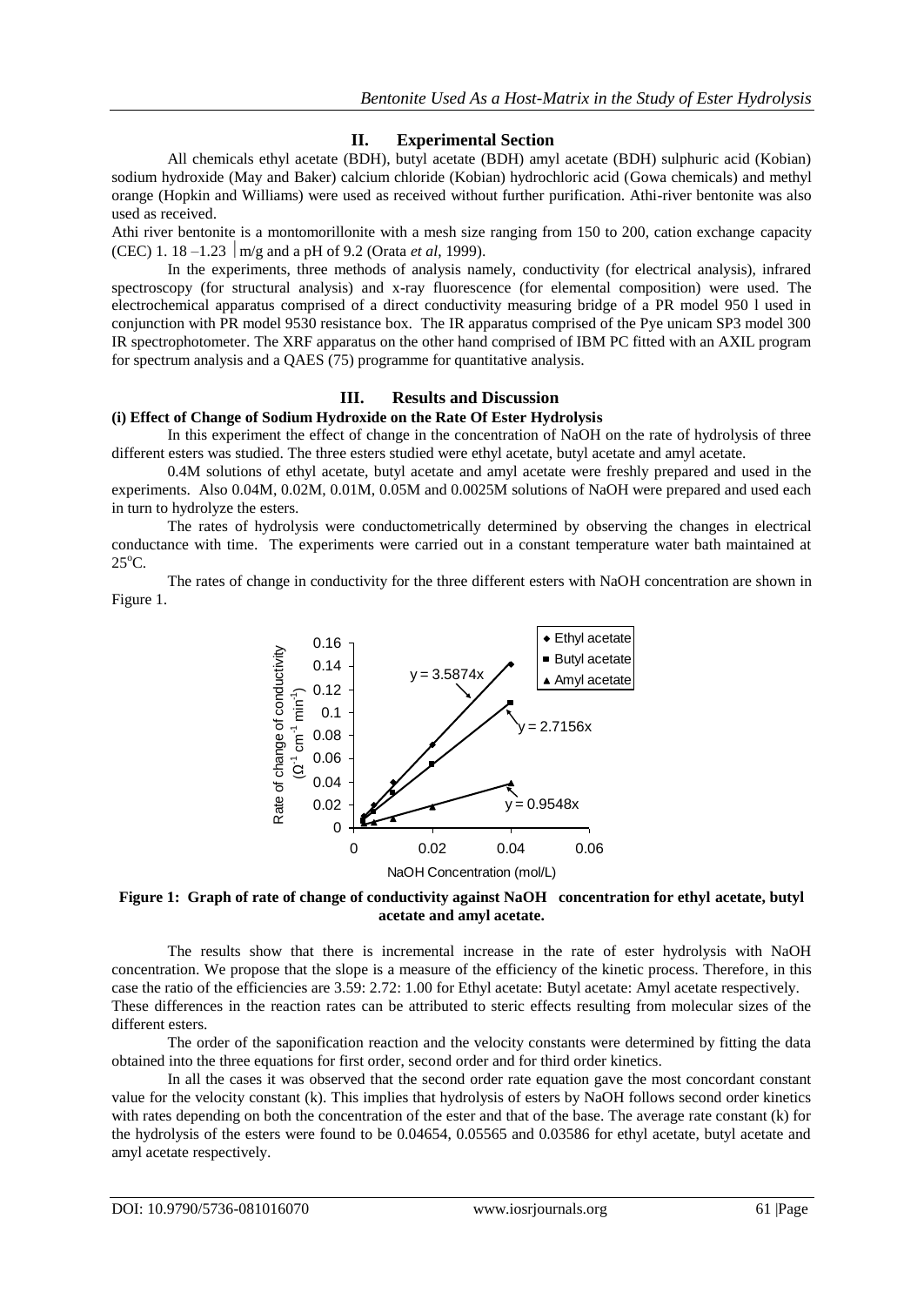## II. Experimental Section

All chemicals ethyl acetate (BDH), butyl acetate (BDH) amyl acetate (BDH) sulphuric acid (Kobian) sodium hydroxide (May and Baker) calcium chloride (Kobian) hydrochloric acid (Gowa chemicals) and methyl orange (Hopkin and Williams) were used as received without further purification. Athi-river bentonite was also used as received.

Athi river bentonite is a montomorillonite with a mesh size ranging from 150 to 200, cation exchange capacity (CEC) 1. 18 –1.23 │m/g and a pH of 9.2 (Orata *et al*, 1999).

In the experiments, three methods of analysis namely, conductivity (for electrical analysis), infrared spectroscopy (for structural analysis) and x-ray fluorescence (for elemental composition) were used. The electrochemical apparatus comprised of a direct conductivity measuring bridge of a PR model 950 l used in conjunction with PR model 9530 resistance box. The IR apparatus comprised of the Pye unicam SP3 model 300 IR spectrophotometer. The XRF apparatus on the other hand comprised of IBM PC fitted with an AXIL program for spectrum analysis and a QAES (75) programme for quantitative analysis.

## III. Results and Discussion

### (i) Effect of Change of Sodium Hydroxide on the Rate Of Ester Hydrolysis

In this experiment the effect of change in the concentration of NaOH on the rate of hydrolysis of three different esters was studied. The three esters studied were ethyl acetate, butyl acetate and amyl acetate.

0.4M solutions of ethyl acetate, butyl acetate and amyl acetate were freshly prepared and used in the experiments. Also 0.04M, 0.02M, 0.01M, 0.05M and 0.0025M solutions of NaOH were prepared and used each in turn to hydrolyze the esters.

The rates of hydrolysis were conductometrically determined by observing the changes in electrical conductance with time. The experiments were carried out in a constant temperature water bath maintained at 25°C.

The rates of change in conductivity for the three different esters with NaOH concentration are shown in Figure 1.

**Figure 1: Graph of rate of change of conductivity against NaOH concentration for ethyl acetate, butyl acetate and amyl acetate.**

The results show that there is incremental increase in the rate of ester hydrolysis with NaOH concentration. We propose that the slope is a measure of the efficiency of the kinetic process. Therefore, in this case the ratio of the efficiencies are 3.59: 2.72: 1.00 for Ethyl acetate: Butyl acetate: Amyl acetate respectively. These differences in the reaction rates can be attributed to steric effects resulting from molecular sizes of the different esters.

The order of the saponification reaction and the velocity constants were determined by fitting the data obtained into the three equations for first order, second order and for third order kinetics.

In all the cases it was observed that the second order rate equation gave the most concordant constant value for the velocity constant (k). This implies that hydrolysis of esters by NaOH follows second order kinetics with rates depending on both the concentration of the ester and that of the base. The average rate constant (k) for the hydrolysis of the esters were found to be 0.04654, 0.05565 and 0.03586 for ethyl acetate, butyl acetate and amyl acetate respectively.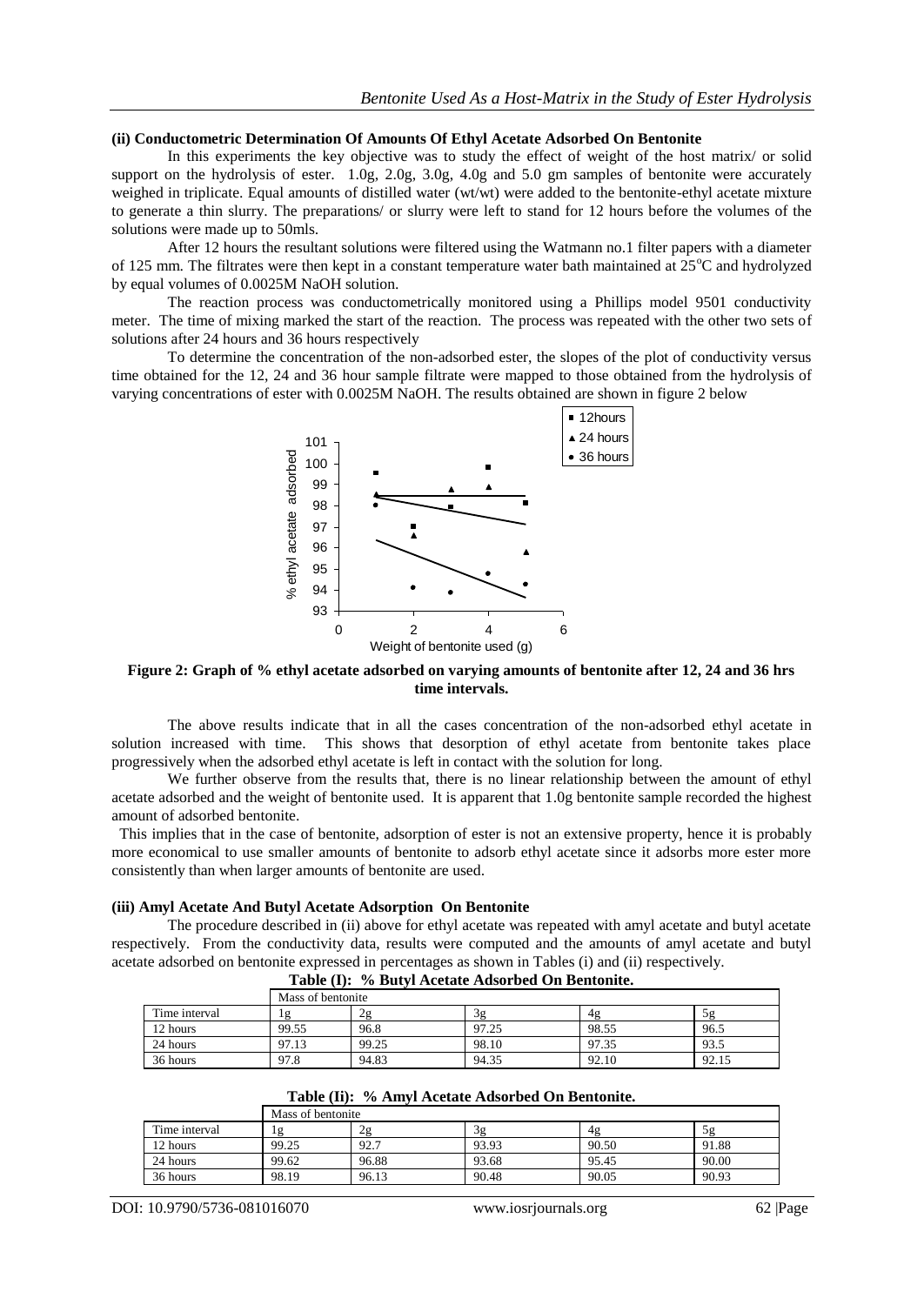### (ii) Conductometric Determination Of Amounts Of Ethyl Acetate Adsorbed On Bentonite

In this experiments the key objective was to study the effect of weight of the host matrix/ or solid support on the hydrolysis of ester. 1.0g, 2.0g, 3.0g, 4.0g and 5.0 gm samples of bentonite were accurately weighed in triplicate. Equal amounts of distilled water (wt/wt) were added to the bentonite-ethyl acetate mixture to generate a thin slurry. The preparations/ or slurry were left to stand for 12 hours before the volumes of the solutions were made up to 50mls.

After 12 hours the resultant solutions were filtered using the Watmann no.1 filter papers with a diameter of 125 mm. The filtrates were then kept in a constant temperature water bath maintained at 25°C and hydrolyzed by equal volumes of 0.0025M NaOH solution.

The reaction process was conductometrically monitored using a Phillips model 9501 conductivity meter. The time of mixing marked the start of the reaction. The process was repeated with the other two sets of solutions after 24 hours and 36 hours respectively

To determine the concentration of the non-adsorbed ester, the slopes of the plot of conductivity versus time obtained for the 12, 24 and 36 hour sample filtrate were mapped to those obtained from the hydrolysis of varying concentrations of ester with 0.0025M NaOH. The results obtained are shown in figure 2 below

**Figure 2: Graph of % ethyl acetate adsorbed on varying amounts of bentonite after 12, 24 and 36 hrs time intervals.**

The above results indicate that in all the cases concentration of the non-adsorbed ethyl acetate in solution increased with time. This shows that desorption of ethyl acetate from bentonite takes place progressively when the adsorbed ethyl acetate is left in contact with the solution for long.

We further observe from the results that, there is no linear relationship between the amount of ethyl acetate adsorbed and the weight of bentonite used. It is apparent that 1.0g bentonite sample recorded the highest amount of adsorbed bentonite.

This implies that in the case of bentonite, adsorption of ester is not an extensive property, hence it is probably more economical to use smaller amounts of bentonite to adsorb ethyl acetate since it adsorbs more ester more consistently than when larger amounts of bentonite are used.

### (iii) Amyl Acetate And Butyl Acetate Adsorption On Bentonite

The procedure described in (ii) above for ethyl acetate was repeated with amyl acetate and butyl acetate respectively. From the conductivity data, results were computed and the amounts of amyl acetate and butyl acetate adsorbed on bentonite expressed in percentages as shown in Tables (i) and (ii) respectively.

**Table (I): % Butyl Acetate Adsorbed On Bentonite.**

| | Mass of bentonite | | | | |
|---|---|---|---|---|---|
| Time interval | 1g | 2g | 3g | 4g | 5g |
| 12 hours | 99.55 | 96.8 | 97.25 | 98.55 | 96.5 |
| 24 hours | 97.13 | 99.25 | 98.10 | 97.35 | 93.5 |
| 36 hours | 97.8 | 94.83 | 94.35 | 92.10 | 92.15 |

**Table (Ii): % Amyl Acetate Adsorbed On Bentonite.**

| | Mass of bentonite | | | | |
|---|---|---|---|---|---|
| Time interval | 1g | 2g | 3g | 4g | 5g |
| 12 hours | 99.25 | 92.7 | 93.93 | 90.50 | 91.88 |
| 24 hours | 99.62 | 96.88 | 93.68 | 95.45 | 90.00 |
| 36 hours | 98.19 | 96.13 | 90.48 | 90.05 | 90.93 |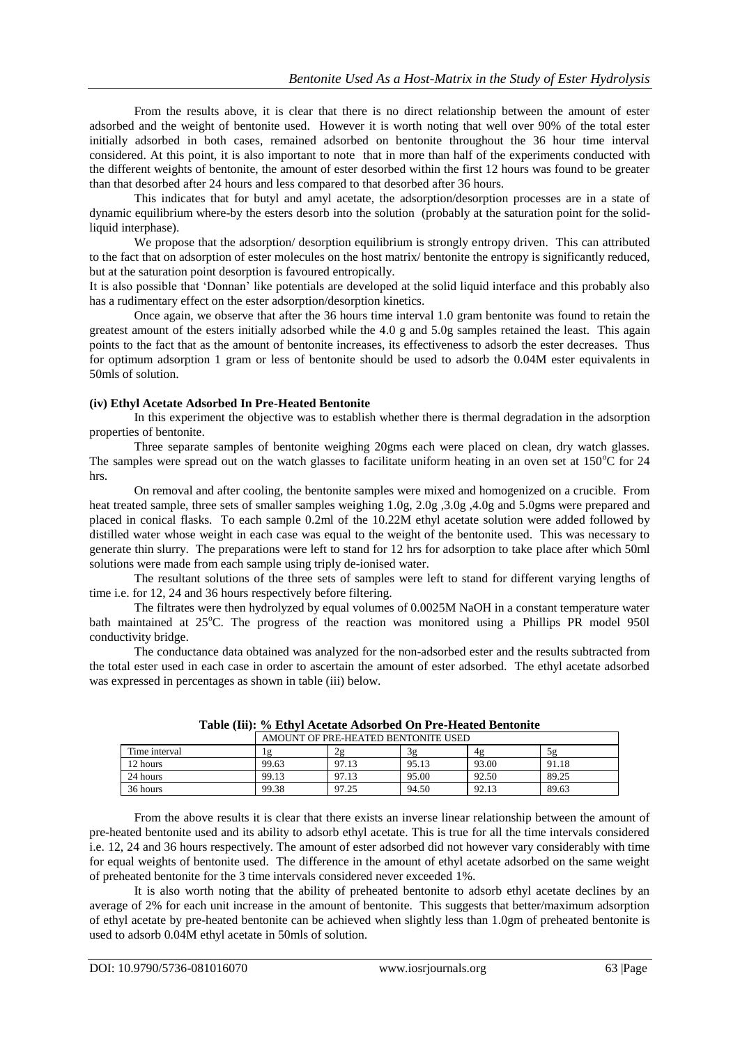From the results above, it is clear that there is no direct relationship between the amount of ester adsorbed and the weight of bentonite used. However it is worth noting that well over 90% of the total ester initially adsorbed in both cases, remained adsorbed on bentonite throughout the 36 hour time interval considered. At this point, it is also important to note that in more than half of the experiments conducted with the different weights of bentonite, the amount of ester desorbed within the first 12 hours was found to be greater than that desorbed after 24 hours and less compared to that desorbed after 36 hours.

This indicates that for butyl and amyl acetate, the adsorption/desorption processes are in a state of dynamic equilibrium where-by the esters desorb into the solution (probably at the saturation point for the solid-liquid interphase).

We propose that the adsorption/ desorption equilibrium is strongly entropy driven. This can attributed to the fact that on adsorption of ester molecules on the host matrix/ bentonite the entropy is significantly reduced, but at the saturation point desorption is favoured entropically.

It is also possible that 'Donnan' like potentials are developed at the solid liquid interface and this probably also has a rudimentary effect on the ester adsorption/desorption kinetics.

Once again, we observe that after the 36 hours time interval 1.0 gram bentonite was found to retain the greatest amount of the esters initially adsorbed while the 4.0 g and 5.0g samples retained the least. This again points to the fact that as the amount of bentonite increases, its effectiveness to adsorb the ester decreases. Thus for optimum adsorption 1 gram or less of bentonite should be used to adsorb the 0.04M ester equivalents in 50mls of solution.

#### (iv) Ethyl Acetate Adsorbed In Pre-Heated Bentonite

In this experiment the objective was to establish whether there is thermal degradation in the adsorption properties of bentonite.

Three separate samples of bentonite weighing 20gms each were placed on clean, dry watch glasses. The samples were spread out on the watch glasses to facilitate uniform heating in an oven set at 150°C for 24 hrs.

On removal and after cooling, the bentonite samples were mixed and homogenized on a crucible. From heat treated sample, three sets of smaller samples weighing 1.0g, 2.0g ,3.0g ,4.0g and 5.0gms were prepared and placed in conical flasks. To each sample 0.2ml of the 10.22M ethyl acetate solution were added followed by distilled water whose weight in each case was equal to the weight of the bentonite used. This was necessary to generate thin slurry. The preparations were left to stand for 12 hrs for adsorption to take place after which 50ml solutions were made from each sample using triply de-ionised water.

The resultant solutions of the three sets of samples were left to stand for different varying lengths of time i.e. for 12, 24 and 36 hours respectively before filtering.

The filtrates were then hydrolyzed by equal volumes of 0.0025M NaOH in a constant temperature water bath maintained at 25°C. The progress of the reaction was monitored using a Phillips PR model 950l conductivity bridge.

The conductance data obtained was analyzed for the non-adsorbed ester and the results subtracted from the total ester used in each case in order to ascertain the amount of ester adsorbed. The ethyl acetate adsorbed was expressed in percentages as shown in table (iii) below.

**Table (Iii): % Ethyl Acetate Adsorbed On Pre-Heated Bentonite**

| | AMOUNT OF PRE-HEATED BENTONITE USED | | | | |
|---|---|---|---|---|---|
| Time interval | 1g | 2g | 3g | 4g | 5g |
| 12 hours | 99.63 | 97.13 | 95.13 | 93.00 | 91.18 |
| 24 hours | 99.13 | 97.13 | 95.00 | 92.50 | 89.25 |
| 36 hours | 99.38 | 97.25 | 94.50 | 92.13 | 89.63 |

From the above results it is clear that there exists an inverse linear relationship between the amount of pre-heated bentonite used and its ability to adsorb ethyl acetate. This is true for all the time intervals considered i.e. 12, 24 and 36 hours respectively. The amount of ester adsorbed did not however vary considerably with time for equal weights of bentonite used. The difference in the amount of ethyl acetate adsorbed on the same weight of preheated bentonite for the 3 time intervals considered never exceeded 1%.

It is also worth noting that the ability of preheated bentonite to adsorb ethyl acetate declines by an average of 2% for each unit increase in the amount of bentonite. This suggests that better/maximum adsorption of ethyl acetate by pre-heated bentonite can be achieved when slightly less than 1.0gm of preheated bentonite is used to adsorb 0.04M ethyl acetate in 50mls of solution.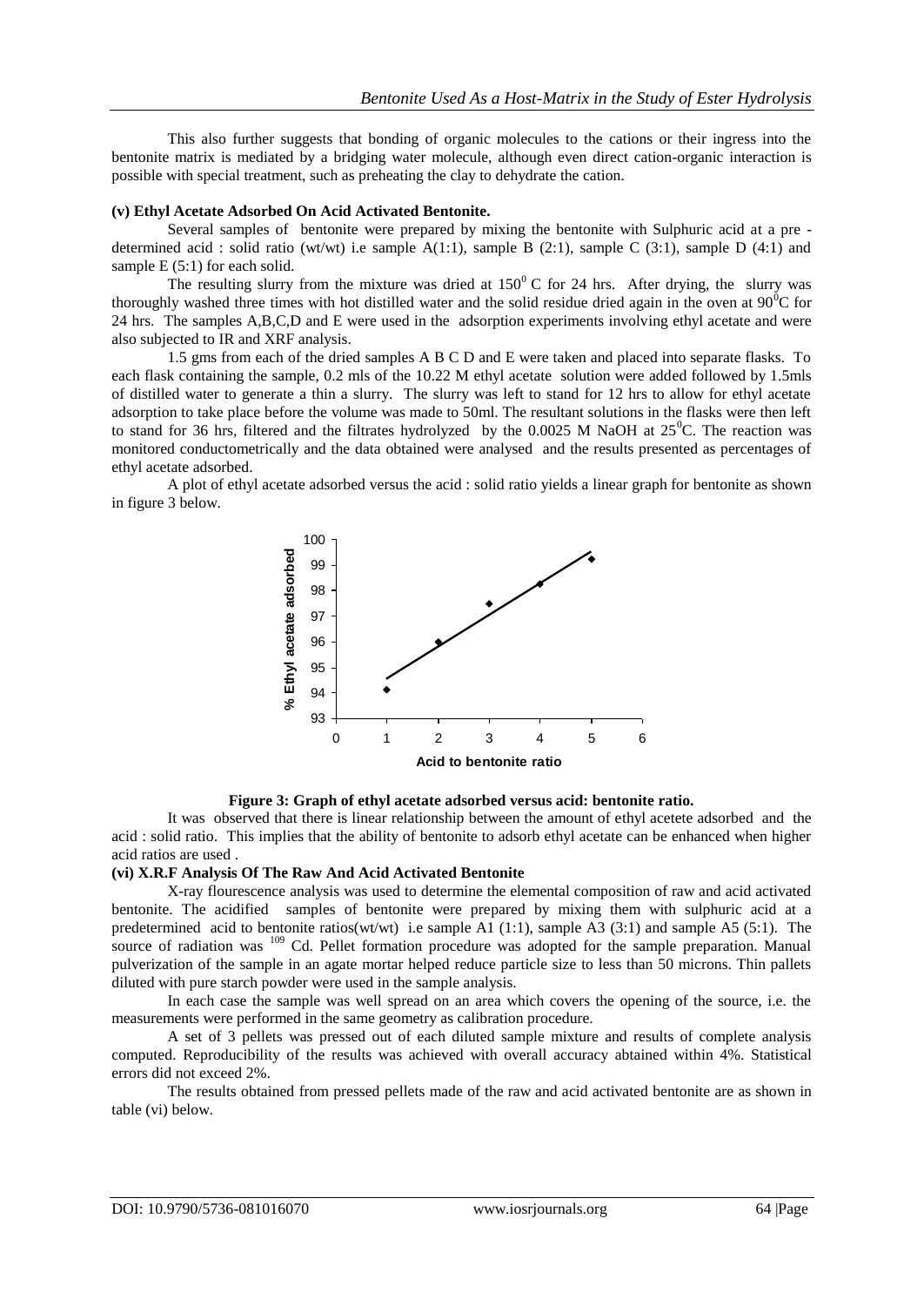This also further suggests that bonding of organic molecules to the cations or their ingress into the bentonite matrix is mediated by a bridging water molecule, although even direct cation-organic interaction is possible with special treatment, such as preheating the clay to dehydrate the cation.

#### (v) Ethyl Acetate Adsorbed On Acid Activated Bentonite.

Several samples of bentonite were prepared by mixing the bentonite with Sulphuric acid at a pre - determined acid : solid ratio (wt/wt) i.e sample A(1:1), sample B (2:1), sample C (3:1), sample D (4:1) and sample E (5:1) for each solid.

The resulting slurry from the mixture was dried at $150^0$ C for 24 hrs. After drying, the slurry was thoroughly washed three times with hot distilled water and the solid residue dried again in the oven at $90^0$C for 24 hrs. The samples A,B,C,D and E were used in the adsorption experiments involving ethyl acetate and were also subjected to IR and XRF analysis.

1.5 gms from each of the dried samples A B C D and E were taken and placed into separate flasks. To each flask containing the sample, 0.2 mls of the 10.22 M ethyl acetate solution were added followed by 1.5mls of distilled water to generate a thin a slurry. The slurry was left to stand for 12 hrs to allow for ethyl acetate adsorption to take place before the volume was made to 50ml. The resultant solutions in the flasks were then left to stand for 36 hrs, filtered and the filtrates hydrolyzed by the 0.0025 M NaOH at $25^0$C. The reaction was monitored conductometrically and the data obtained were analysed and the results presented as percentages of ethyl acetate adsorbed.

A plot of ethyl acetate adsorbed versus the acid : solid ratio yields a linear graph for bentonite as shown in figure 3 below.

**Figure 3: Graph of ethyl acetate adsorbed versus acid: bentonite ratio.**

It was observed that there is linear relationship between the amount of ethyl acetete adsorbed and the acid : solid ratio. This implies that the ability of bentonite to adsorb ethyl acetate can be enhanced when higher acid ratios are used .

#### (vi) X.R.F Analysis Of The Raw And Acid Activated Bentonite

X-ray flourescence analysis was used to determine the elemental composition of raw and acid activated bentonite. The acidified samples of bentonite were prepared by mixing them with sulphuric acid at a predetermined acid to bentonite ratios(wt/wt) i.e sample A1 (1:1), sample A3 (3:1) and sample A5 (5:1). The source of radiation was $^{109}$ Cd. Pellet formation procedure was adopted for the sample preparation. Manual pulverization of the sample in an agate mortar helped reduce particle size to less than 50 microns. Thin pallets diluted with pure starch powder were used in the sample analysis.

In each case the sample was well spread on an area which covers the opening of the source, i.e. the measurements were performed in the same geometry as calibration procedure.

A set of 3 pellets was pressed out of each diluted sample mixture and results of complete analysis computed. Reproducibility of the results was achieved with overall accuracy abtained within 4%. Statistical errors did not exceed 2%.

The results obtained from pressed pellets made of the raw and acid activated bentonite are as shown in table (vi) below.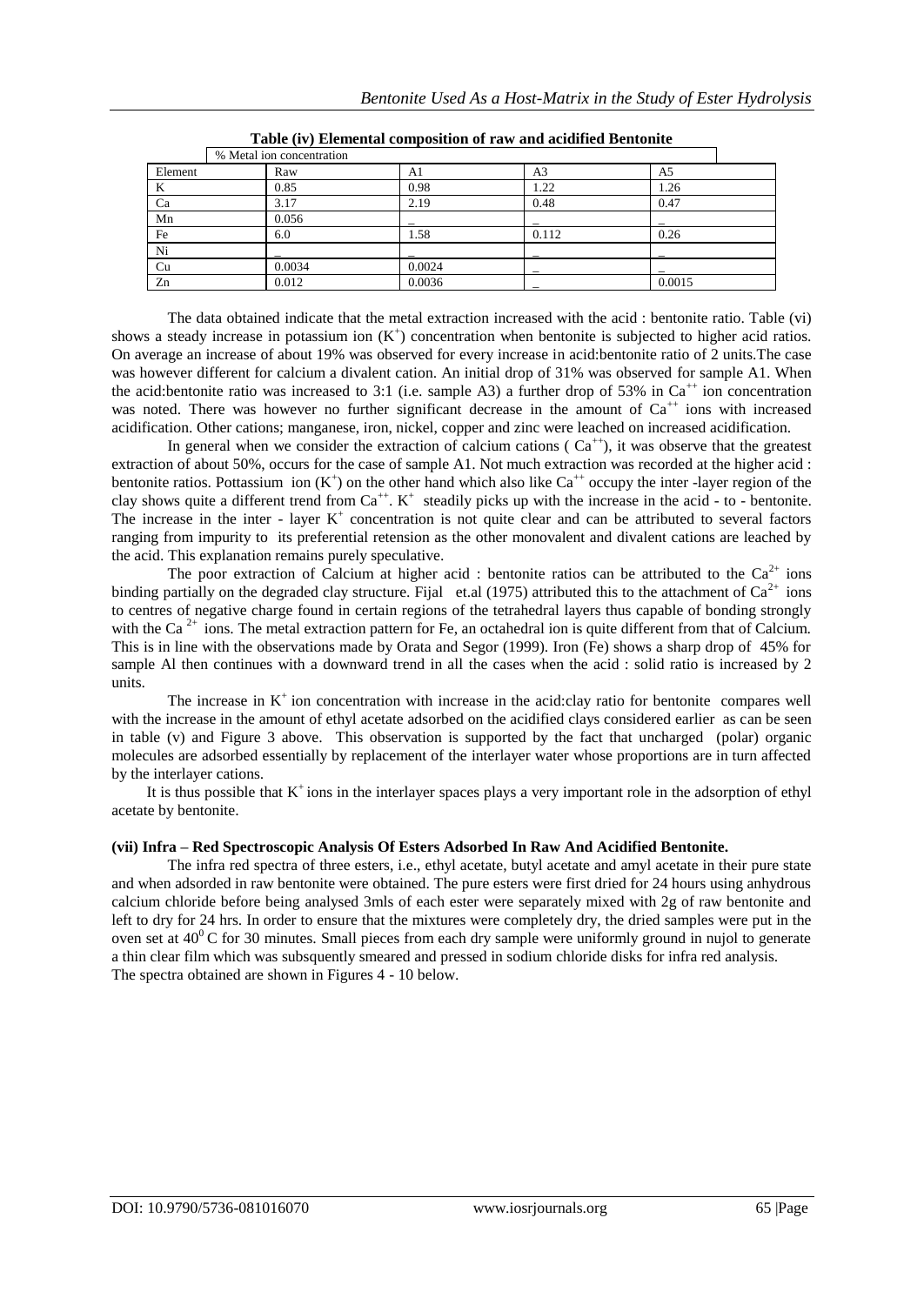**Table (iv) Elemental composition of raw and acidified Bentonite**

| | % Metal ion concentration | | | |
|---|---|---|---|---|
| Element | Raw | A1 | A3 | A5 |
| K | 0.85 | 0.98 | 1.22 | 1.26 |
| Ca | 3.17 | 2.19 | 0.48 | 0.47 |
| Mn | 0.056 | _ | _ | _ |
| Fe | 6.0 | 1.58 | 0.112 | 0.26 |
| Ni | _ | _ | _ | _ |
| Cu | 0.0034 | 0.0024 | _ | _ |
| Zn | 0.012 | 0.0036 | _ | 0.0015 |

The data obtained indicate that the metal extraction increased with the acid : bentonite ratio. Table (vi) shows a steady increase in potassium ion ($K^+$) concentration when bentonite is subjected to higher acid ratios. On average an increase of about 19% was observed for every increase in acid:bentonite ratio of 2 units.The case was however different for calcium a divalent cation. An initial drop of 31% was observed for sample A1. When the acid:bentonite ratio was increased to 3:1 (i.e. sample A3) a further drop of 53% in $Ca^{++}$ ion concentration was noted. There was however no further significant decrease in the amount of $Ca^{++}$ ions with increased acidification. Other cations; manganese, iron, nickel, copper and zinc were leached on increased acidification.

In general when we consider the extraction of calcium cations ( $Ca^{++}$), it was observe that the greatest extraction of about 50%, occurs for the case of sample A1. Not much extraction was recorded at the higher acid : bentonite ratios. Pottassium ion ($K^+$) on the other hand which also like $Ca^{++}$ occupy the inter -layer region of the clay shows quite a different trend from $Ca^{++}$. $K^+$ steadily picks up with the increase in the acid - to - bentonite. The increase in the inter - layer $K^+$ concentration is not quite clear and can be attributed to several factors ranging from impurity to its preferential retension as the other monovalent and divalent cations are leached by the acid. This explanation remains purely speculative.

The poor extraction of Calcium at higher acid : bentonite ratios can be attributed to the $Ca^{2+}$ ions binding partially on the degraded clay structure. Fijal et.al (1975) attributed this to the attachment of $Ca^{2+}$ ions to centres of negative charge found in certain regions of the tetrahedral layers thus capable of bonding strongly with the $Ca^{2+}$ ions. The metal extraction pattern for Fe, an octahedral ion is quite different from that of Calcium. This is in line with the observations made by Orata and Segor (1999). Iron (Fe) shows a sharp drop of 45% for sample Al then continues with a downward trend in all the cases when the acid : solid ratio is increased by 2 units.

The increase in $K^+$ ion concentration with increase in the acid:clay ratio for bentonite compares well with the increase in the amount of ethyl acetate adsorbed on the acidified clays considered earlier as can be seen in table (v) and Figure 3 above. This observation is supported by the fact that uncharged (polar) organic molecules are adsorbed essentially by replacement of the interlayer water whose proportions are in turn affected by the interlayer cations.

It is thus possible that $K^+$ ions in the interlayer spaces plays a very important role in the adsorption of ethyl acetate by bentonite.

#### (vii) Infra – Red Spectroscopic Analysis Of Esters Adsorbed In Raw And Acidified Bentonite.

The infra red spectra of three esters, i.e., ethyl acetate, butyl acetate and amyl acetate in their pure state and when adsorded in raw bentonite were obtained. The pure esters were first dried for 24 hours using anhydrous calcium chloride before being analysed 3mls of each ester were separately mixed with 2g of raw bentonite and left to dry for 24 hrs. In order to ensure that the mixtures were completely dry, the dried samples were put in the oven set at $40^0$ C for 30 minutes. Small pieces from each dry sample were uniformly ground in nujol to generate a thin clear film which was subsquently smeared and pressed in sodium chloride disks for infra red analysis.
The spectra obtained are shown in Figures 4 - 10 below.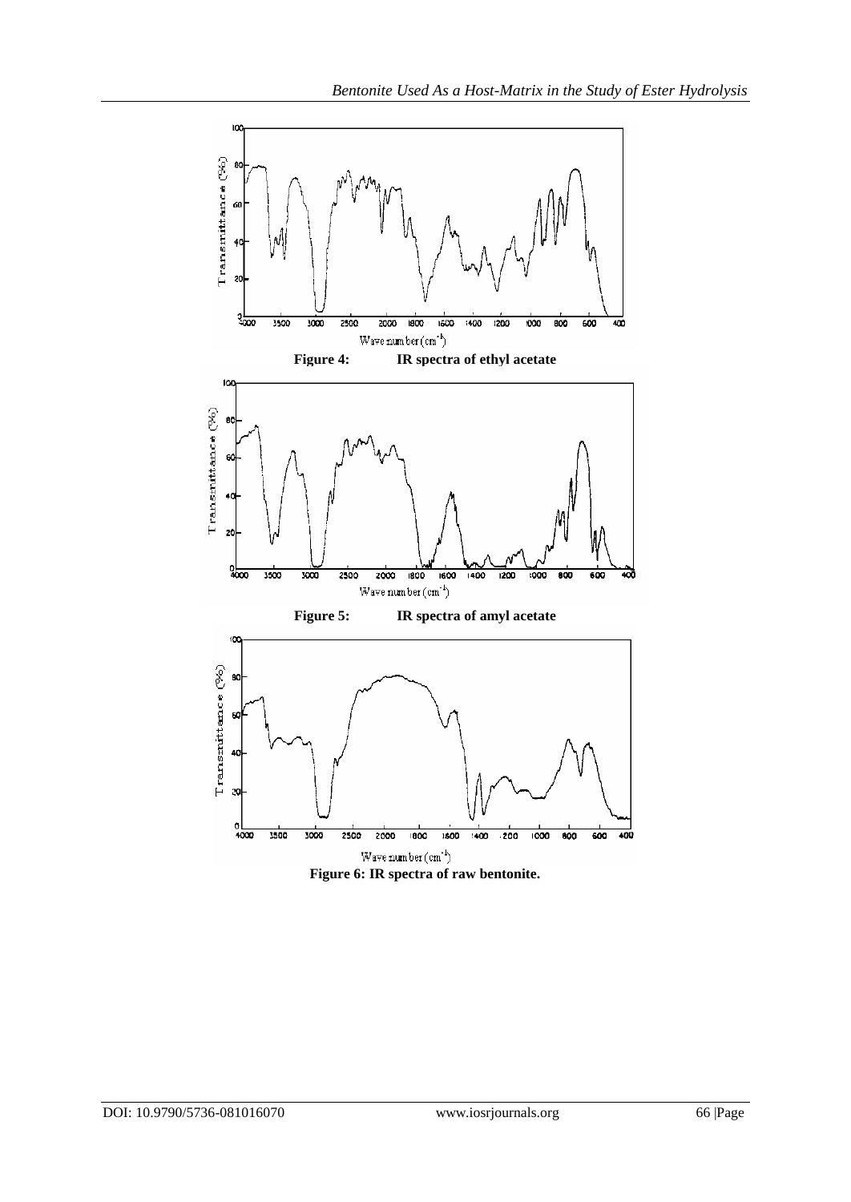Figure 4: IR spectra of ethyl acetate

Figure 5: IR spectra of amyl acetate

Figure 6: IR spectra of raw bentonite.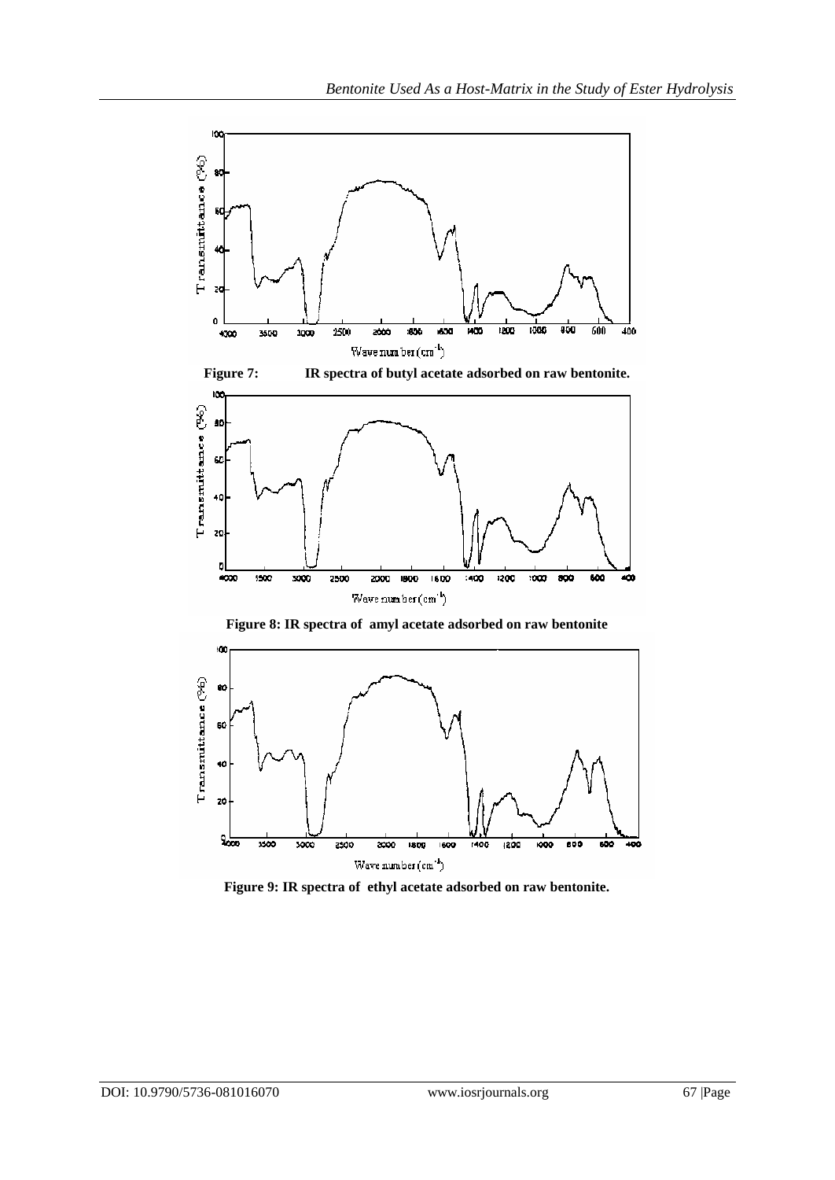**Figure 7:** IR spectra of butyl acetate adsorbed on raw bentonite.

**Figure 8: IR spectra of amyl acetate adsorbed on raw bentonite**

**Figure 9: IR spectra of ethyl acetate adsorbed on raw bentonite.**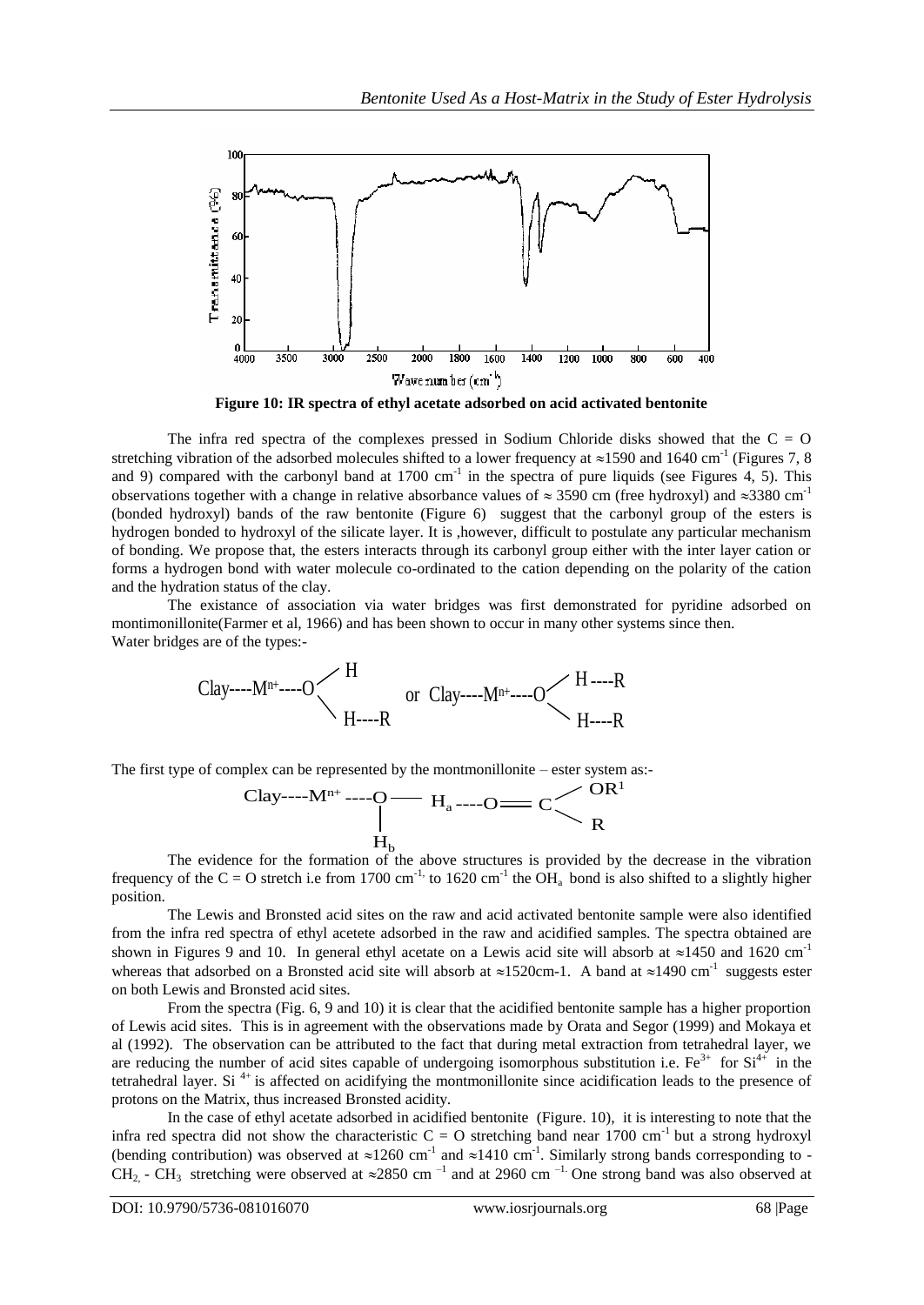Figure 10: IR spectra of ethyl acetate adsorbed on acid activated bentonite

The infra red spectra of the complexes pressed in Sodium Chloride disks showed that the C = O stretching vibration of the adsorbed molecules shifted to a lower frequency at ≈1590 and 1640 $cm^{-1}$ (Figures 7, 8 and 9) compared with the carbonyl band at 1700 $cm^{-1}$ in the spectra of pure liquids (see Figures 4, 5). This observations together with a change in relative absorbance values of ≈ 3590 cm (free hydroxyl) and ≈3380 $cm^{-1}$ (bonded hydroxyl) bands of the raw bentonite (Figure 6) suggest that the carbonyl group of the esters is hydrogen bonded to hydroxyl of the silicate layer. It is ,however, difficult to postulate any particular mechanism of bonding. We propose that, the esters interacts through its carbonyl group either with the inter layer cation or forms a hydrogen bond with water molecule co-ordinated to the cation depending on the polarity of the cation and the hydration status of the clay.

The existance of association via water bridges was first demonstrated for pyridine adsorbed on montimonillonite(Farmer et al, 1966) and has been shown to occur in many other systems since then. Water bridges are of the types:-

$$\text{Clay----}M^{n+}\text{----O}\begin{matrix} \diagup H \\ \diagdown H\text{----R} \end{matrix} \quad \text{or} \quad \text{Clay----}M^{n+}\text{----O}\begin{matrix} \diagup H\text{----R} \\ \diagdown H\text{----R} \end{matrix}$$

The first type of complex can be represented by the montmonillonite – ester system as:-

$$\text{Clay----}M^{n+}\text{----}\underset{\underset{H_b}{|}}{O}\text{—}H_a\text{----O}=C\begin{matrix} \diagup OR^1 \\ \diagdown R \end{matrix}$$

The evidence for the formation of the above structures is provided by the decrease in the vibration frequency of the C = O stretch i.e from 1700 $cm^{-1}$, to 1620 $cm^{-1}$ the $OH_a$ bond is also shifted to a slightly higher position.

The Lewis and Bronsted acid sites on the raw and acid activated bentonite sample were also identified from the infra red spectra of ethyl acetete adsorbed in the raw and acidified samples. The spectra obtained are shown in Figures 9 and 10. In general ethyl acetate on a Lewis acid site will absorb at ≈1450 and 1620 $cm^{-1}$ whereas that adsorbed on a Bronsted acid site will absorb at ≈1520cm-1. A band at ≈1490 $cm^{-1}$ suggests ester on both Lewis and Bronsted acid sites.

From the spectra (Fig. 6, 9 and 10) it is clear that the acidified bentonite sample has a higher proportion of Lewis acid sites. This is in agreement with the observations made by Orata and Segor (1999) and Mokaya et al (1992). The observation can be attributed to the fact that during metal extraction from tetrahedral layer, we are reducing the number of acid sites capable of undergoing isomorphous substitution i.e. $Fe^{3+}$ for $Si^{4+}$ in the tetrahedral layer. $Si^{4+}$ is affected on acidifying the montmonillonite since acidification leads to the presence of protons on the Matrix, thus increased Bronsted acidity.

In the case of ethyl acetate adsorbed in acidified bentonite (Figure. 10), it is interesting to note that the infra red spectra did not show the characteristic C = O stretching band near 1700 $cm^{-1}$ but a strong hydroxyl (bending contribution) was observed at ≈1260 $cm^{-1}$ and ≈1410 $cm^{-1}$. Similarly strong bands corresponding to -$CH_2$, - $CH_3$ stretching were observed at ≈2850 $cm^{-1}$ and at 2960 $cm^{-1}$. One strong band was also observed at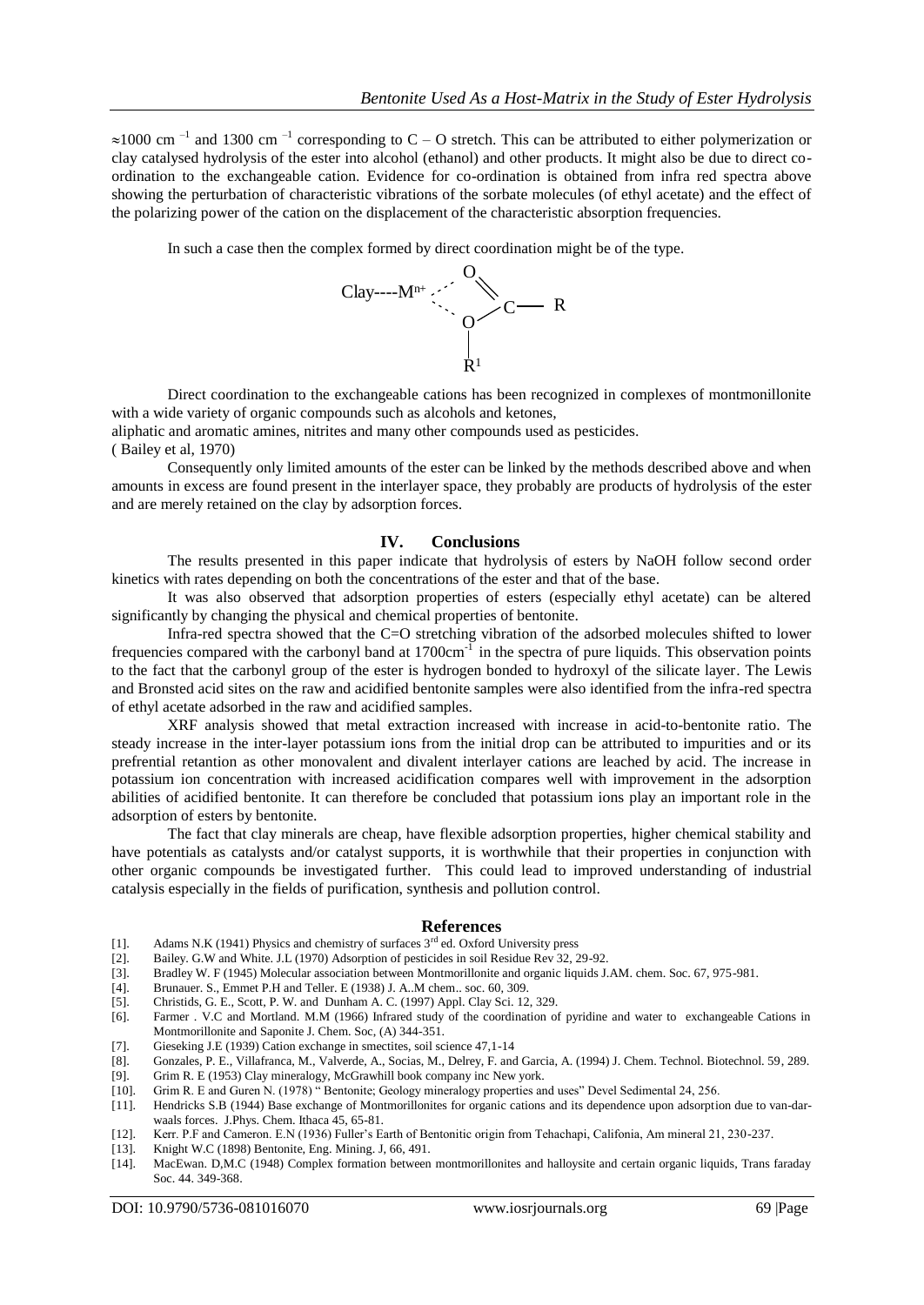≈1000 cm $^{-1}$ and 1300 cm $^{-1}$ corresponding to C – O stretch. This can be attributed to either polymerization or clay catalysed hydrolysis of the ester into alcohol (ethanol) and other products. It might also be due to direct co-ordination to the exchangeable cation. Evidence for co-ordination is obtained from infra red spectra above showing the perturbation of characteristic vibrations of the sorbate molecules (of ethyl acetate) and the effect of the polarizing power of the cation on the displacement of the characteristic absorption frequencies.

In such a case then the complex formed by direct coordination might be of the type.

$$\text{Clay----}M^{n+} \cdots \left(\begin{array}{c} O \\ O \end{array}\right) C - R, \quad O - R^{1}$$

Direct coordination to the exchangeable cations has been recognized in complexes of montmonillonite with a wide variety of organic compounds such as alcohols and ketones,
aliphatic and aromatic amines, nitrites and many other compounds used as pesticides.
( Bailey et al, 1970)

Consequently only limited amounts of the ester can be linked by the methods described above and when amounts in excess are found present in the interlayer space, they probably are products of hydrolysis of the ester and are merely retained on the clay by adsorption forces.

## IV. Conclusions

The results presented in this paper indicate that hydrolysis of esters by NaOH follow second order kinetics with rates depending on both the concentrations of the ester and that of the base.

It was also observed that adsorption properties of esters (especially ethyl acetate) can be altered significantly by changing the physical and chemical properties of bentonite.

Infra-red spectra showed that the C=O stretching vibration of the adsorbed molecules shifted to lower frequencies compared with the carbonyl band at 1700cm$^{-1}$ in the spectra of pure liquids. This observation points to the fact that the carbonyl group of the ester is hydrogen bonded to hydroxyl of the silicate layer. The Lewis and Bronsted acid sites on the raw and acidified bentonite samples were also identified from the infra-red spectra of ethyl acetate adsorbed in the raw and acidified samples.

XRF analysis showed that metal extraction increased with increase in acid-to-bentonite ratio. The steady increase in the inter-layer potassium ions from the initial drop can be attributed to impurities and or its prefrential retantion as other monovalent and divalent interlayer cations are leached by acid. The increase in potassium ion concentration with increased acidification compares well with improvement in the adsorption abilities of acidified bentonite. It can therefore be concluded that potassium ions play an important role in the adsorption of esters by bentonite.

The fact that clay minerals are cheap, have flexible adsorption properties, higher chemical stability and have potentials as catalysts and/or catalyst supports, it is worthwhile that their properties in conjunction with other organic compounds be investigated further. This could lead to improved understanding of industrial catalysis especially in the fields of purification, synthesis and pollution control.

## References

[1]. Adams N.K (1941) Physics and chemistry of surfaces 3rd ed. Oxford University press
[2]. Bailey. G.W and White. J.L (1970) Adsorption of pesticides in soil Residue Rev 32, 29-92.
[3]. Bradley W. F (1945) Molecular association between Montmorillonite and organic liquids J.AM. chem. Soc. 67, 975-981.
[4]. Brunauer. S., Emmet P.H and Teller. E (1938) J. A..M chem.. soc. 60, 309.
[5]. Christids, G. E., Scott, P. W. and Dunham A. C. (1997) Appl. Clay Sci. 12, 329.
[6]. Farmer . V.C and Mortland. M.M (1966) Infrared study of the coordination of pyridine and water to exchangeable Cations in Montmorillonite and Saponite J. Chem. Soc, (A) 344-351.
[7]. Gieseking J.E (1939) Cation exchange in smectites, soil science 47,1-14
[8]. Gonzales, P. E., Villafranca, M., Valverde, A., Socias, M., Delrey, F. and Garcia, A. (1994) J. Chem. Technol. Biotechnol. 59, 289.
[9]. Grim R. E (1953) Clay mineralogy, McGrawhill book company inc New york.
[10]. Grim R. E and Guren N. (1978) " Bentonite; Geology mineralogy properties and uses" Devel Sedimental 24, 256.
[11]. Hendricks S.B (1944) Base exchange of Montmorillonites for organic cations and its dependence upon adsorption due to van-dar-waals forces. J.Phys. Chem. Ithaca 45, 65-81.
[12]. Kerr. P.F and Cameron. E.N (1936) Fuller's Earth of Bentonitic origin from Tehachapi, Califonia, Am mineral 21, 230-237.
[13]. Knight W.C (1898) Bentonite, Eng. Mining. J, 66, 491.
[14]. MacEwan. D,M.C (1948) Complex formation between montmorillonites and halloysite and certain organic liquids, Trans faraday Soc. 44. 349-368.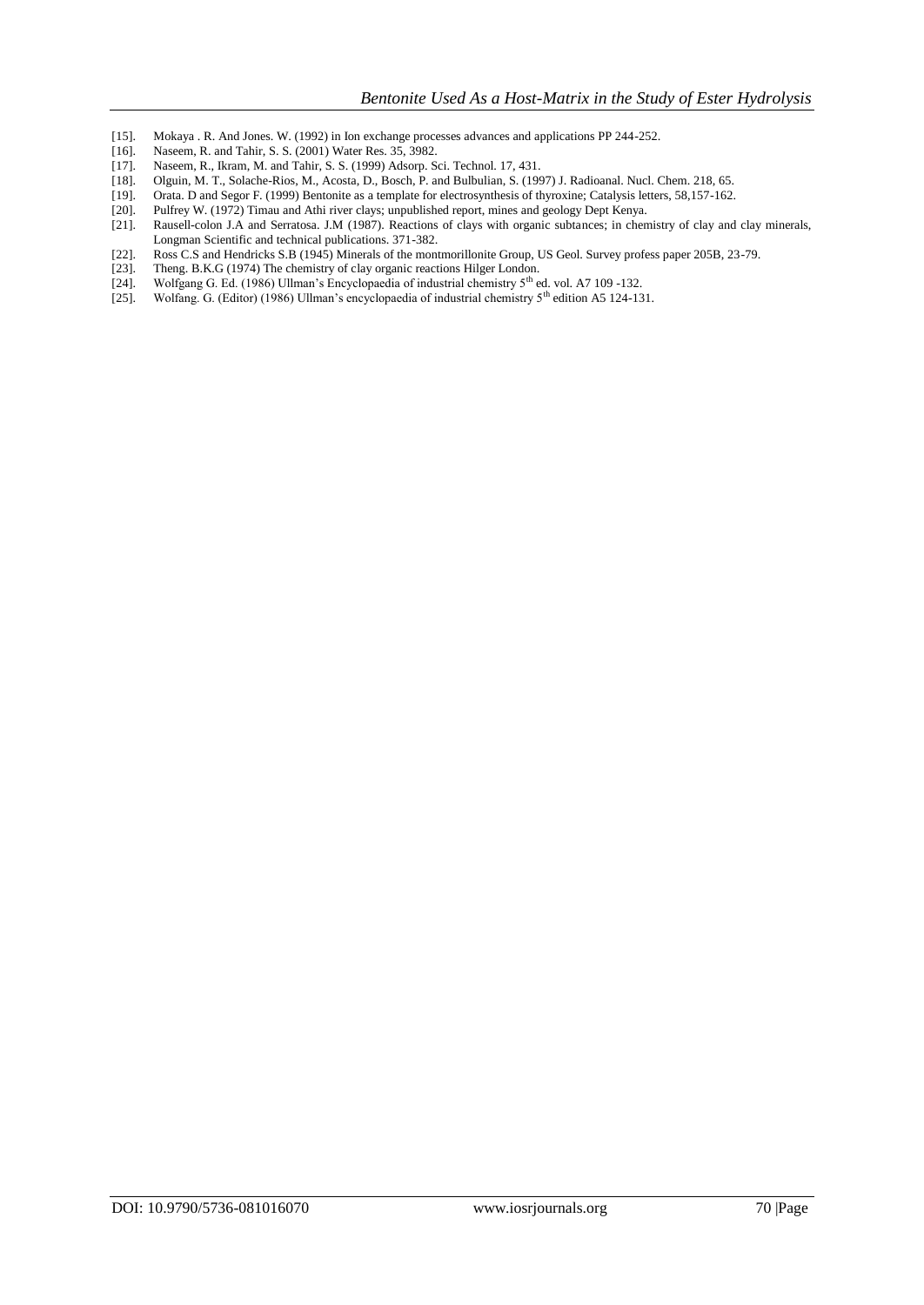[15]. Mokaya . R. And Jones. W. (1992) in Ion exchange processes advances and applications PP 244-252.

[16]. Naseem, R. and Tahir, S. S. (2001) Water Res. 35, 3982.

[17]. Naseem, R., Ikram, M. and Tahir, S. S. (1999) Adsorp. Sci. Technol. 17, 431.

[18]. Olguin, M. T., Solache-Rios, M., Acosta, D., Bosch, P. and Bulbulian, S. (1997) J. Radioanal. Nucl. Chem. 218, 65.

[19]. Orata. D and Segor F. (1999) Bentonite as a template for electrosynthesis of thyroxine; Catalysis letters, 58,157-162.

[20]. Pulfrey W. (1972) Timau and Athi river clays; unpublished report, mines and geology Dept Kenya.

[21]. Rausell-colon J.A and Serratosa. J.M (1987). Reactions of clays with organic subtances; in chemistry of clay and clay minerals, Longman Scientific and technical publications. 371-382.

[22]. Ross C.S and Hendricks S.B (1945) Minerals of the montmorillonite Group, US Geol. Survey profess paper 205B, 23-79.

[23]. Theng. B.K.G (1974) The chemistry of clay organic reactions Hilger London.

[24]. Wolfgang G. Ed. (1986) Ullman's Encyclopaedia of industrial chemistry 5th ed. vol. A7 109 -132.

[25]. Wolfang. G. (Editor) (1986) Ullman's encyclopaedia of industrial chemistry 5th edition A5 124-131.